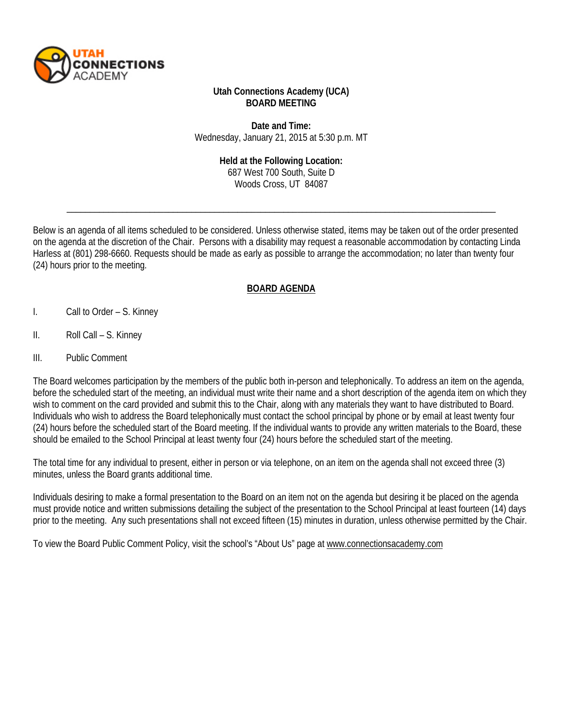**Utah Connections Academy (UCA)**
**BOARD MEETING**

**Date and Time:**
Wednesday, January 21, 2015 at 5:30 p.m. MT

**Held at the Following Location:**
687 West 700 South, Suite D
Woods Cross, UT 84087

---

Below is an agenda of all items scheduled to be considered. Unless otherwise stated, items may be taken out of the order presented on the agenda at the discretion of the Chair. Persons with a disability may request a reasonable accommodation by contacting Linda Harless at (801) 298-6660. Requests should be made as early as possible to arrange the accommodation; no later than twenty four (24) hours prior to the meeting.

## BOARD AGENDA

I. Call to Order – S. Kinney

II. Roll Call – S. Kinney

III. Public Comment

The Board welcomes participation by the members of the public both in-person and telephonically. To address an item on the agenda, before the scheduled start of the meeting, an individual must write their name and a short description of the agenda item on which they wish to comment on the card provided and submit this to the Chair, along with any materials they want to have distributed to Board. Individuals who wish to address the Board telephonically must contact the school principal by phone or by email at least twenty four (24) hours before the scheduled start of the Board meeting. If the individual wants to provide any written materials to the Board, these should be emailed to the School Principal at least twenty four (24) hours before the scheduled start of the meeting.

The total time for any individual to present, either in person or via telephone, on an item on the agenda shall not exceed three (3) minutes, unless the Board grants additional time.

Individuals desiring to make a formal presentation to the Board on an item not on the agenda but desiring it be placed on the agenda must provide notice and written submissions detailing the subject of the presentation to the School Principal at least fourteen (14) days prior to the meeting. Any such presentations shall not exceed fifteen (15) minutes in duration, unless otherwise permitted by the Chair.

To view the Board Public Comment Policy, visit the school's "About Us" page at www.connectionsacademy.com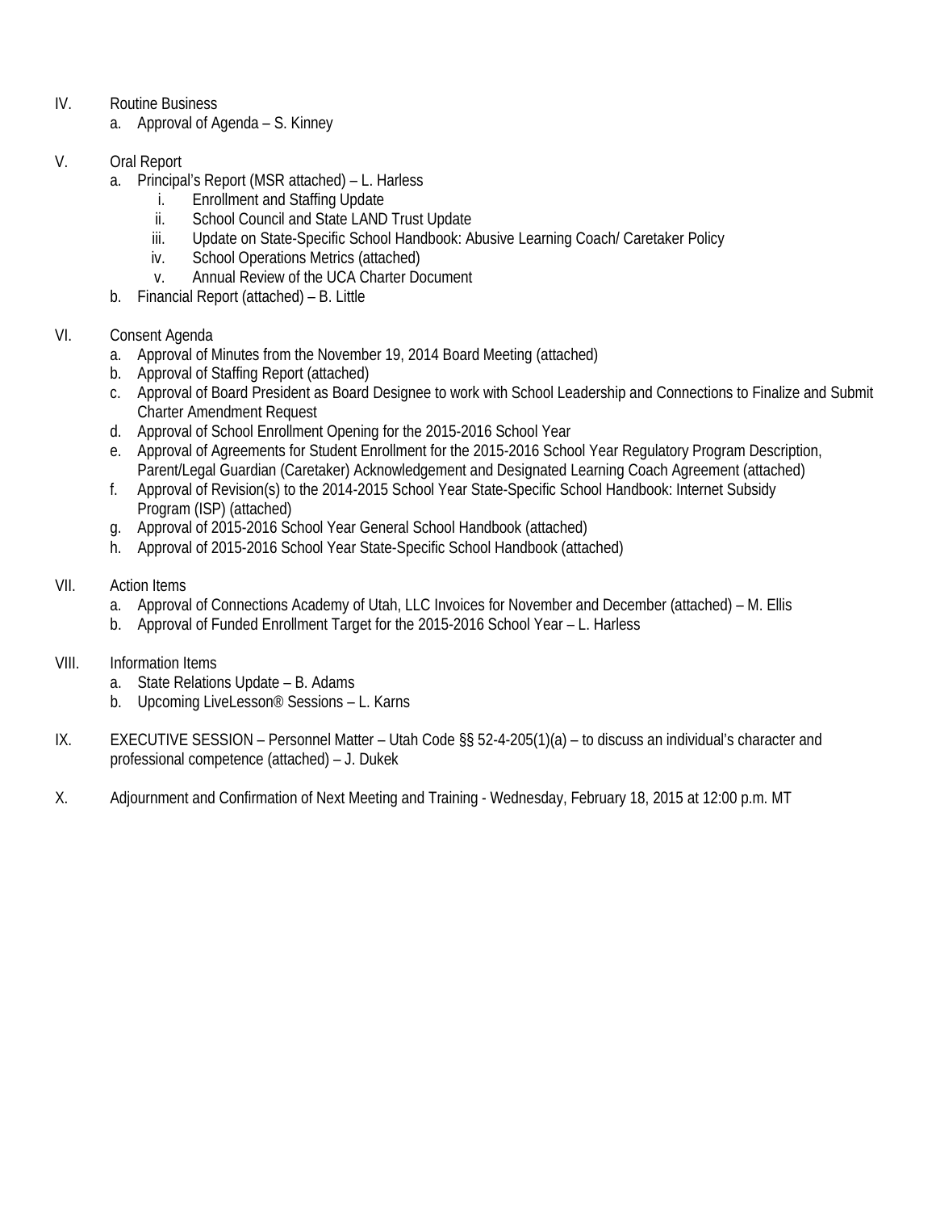IV. Routine Business
   a. Approval of Agenda – S. Kinney

V. Oral Report
   a. Principal's Report (MSR attached) – L. Harless
      i. Enrollment and Staffing Update
      ii. School Council and State LAND Trust Update
      iii. Update on State-Specific School Handbook: Abusive Learning Coach/ Caretaker Policy
      iv. School Operations Metrics (attached)
      v. Annual Review of the UCA Charter Document
   b. Financial Report (attached) – B. Little

VI. Consent Agenda
   a. Approval of Minutes from the November 19, 2014 Board Meeting (attached)
   b. Approval of Staffing Report (attached)
   c. Approval of Board President as Board Designee to work with School Leadership and Connections to Finalize and Submit Charter Amendment Request
   d. Approval of School Enrollment Opening for the 2015-2016 School Year
   e. Approval of Agreements for Student Enrollment for the 2015-2016 School Year Regulatory Program Description, Parent/Legal Guardian (Caretaker) Acknowledgement and Designated Learning Coach Agreement (attached)
   f. Approval of Revision(s) to the 2014-2015 School Year State-Specific School Handbook: Internet Subsidy Program (ISP) (attached)
   g. Approval of 2015-2016 School Year General School Handbook (attached)
   h. Approval of 2015-2016 School Year State-Specific School Handbook (attached)

VII. Action Items
   a. Approval of Connections Academy of Utah, LLC Invoices for November and December (attached) – M. Ellis
   b. Approval of Funded Enrollment Target for the 2015-2016 School Year – L. Harless

VIII. Information Items
   a. State Relations Update – B. Adams
   b. Upcoming LiveLesson® Sessions – L. Karns

IX. EXECUTIVE SESSION – Personnel Matter – Utah Code §§ 52-4-205(1)(a) – to discuss an individual's character and professional competence (attached) – J. Dukek

X. Adjournment and Confirmation of Next Meeting and Training - Wednesday, February 18, 2015 at 12:00 p.m. MT